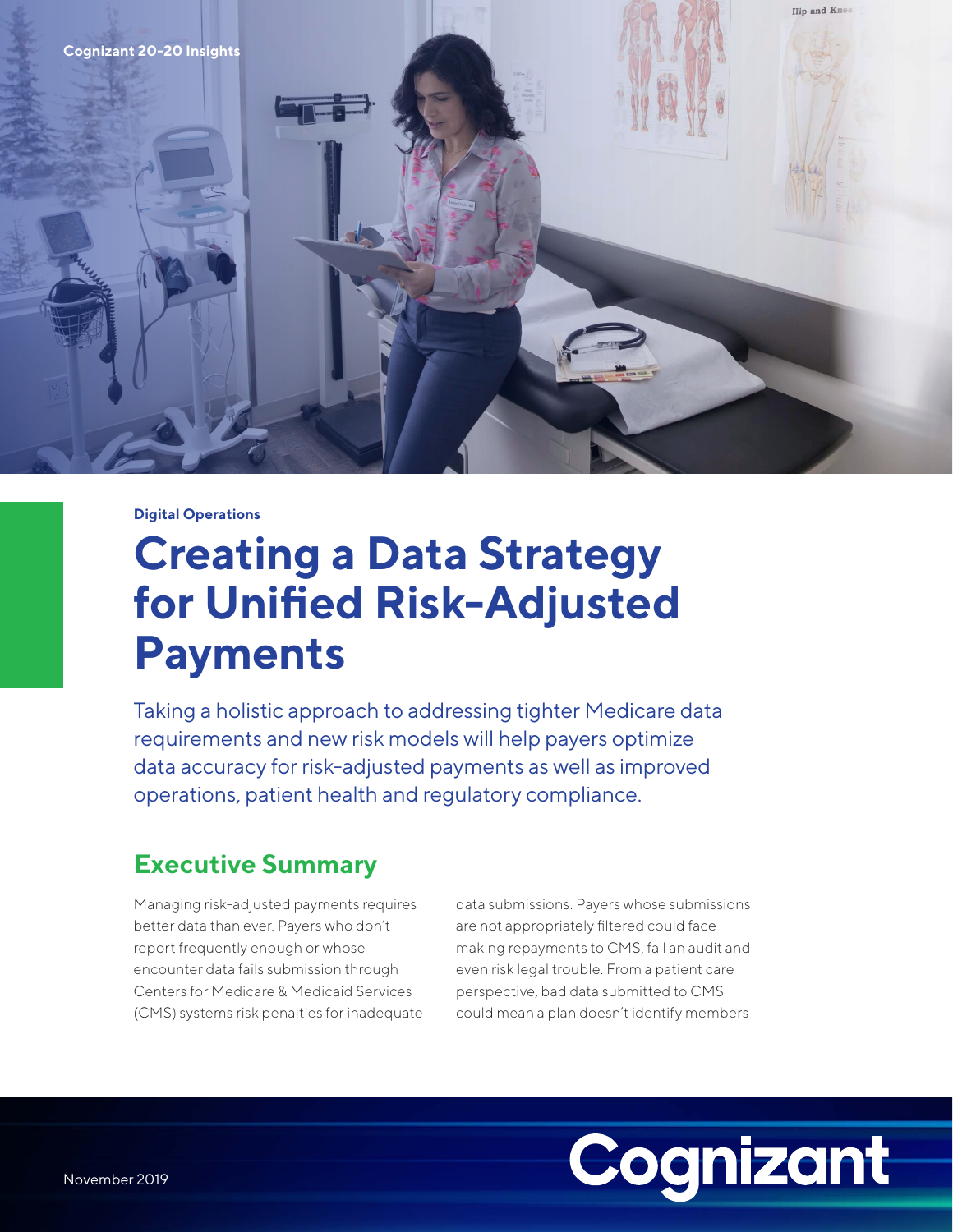Cognizant 20-20 Insights

Digital Operations

# Creating a Data Strategy for Unified Risk-Adjusted Payments

Taking a holistic approach to addressing tighter Medicare data requirements and new risk models will help payers optimize data accuracy for risk-adjusted payments as well as improved operations, patient health and regulatory compliance.

## Executive Summary

Managing risk-adjusted payments requires better data than ever. Payers who don't report frequently enough or whose encounter data fails submission through Centers for Medicare & Medicaid Services (CMS) systems risk penalties for inadequate data submissions. Payers whose submissions are not appropriately filtered could face making repayments to CMS, fail an audit and even risk legal trouble. From a patient care perspective, bad data submitted to CMS could mean a plan doesn't identify members

November 2019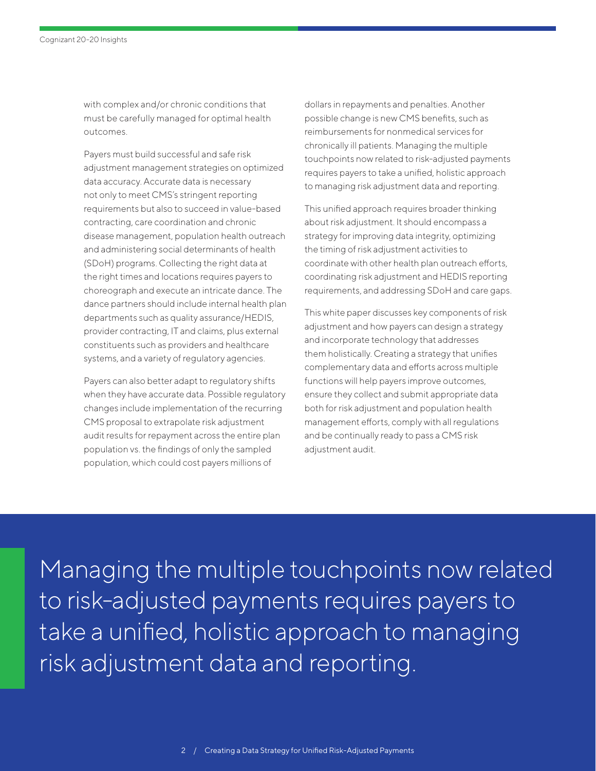with complex and/or chronic conditions that must be carefully managed for optimal health outcomes.

Payers must build successful and safe risk adjustment management strategies on optimized data accuracy. Accurate data is necessary not only to meet CMS's stringent reporting requirements but also to succeed in value-based contracting, care coordination and chronic disease management, population health outreach and administering social determinants of health (SDoH) programs. Collecting the right data at the right times and locations requires payers to choreograph and execute an intricate dance. The dance partners should include internal health plan departments such as quality assurance/HEDIS, provider contracting, IT and claims, plus external constituents such as providers and healthcare systems, and a variety of regulatory agencies.

Payers can also better adapt to regulatory shifts when they have accurate data. Possible regulatory changes include implementation of the recurring CMS proposal to extrapolate risk adjustment audit results for repayment across the entire plan population vs. the findings of only the sampled population, which could cost payers millions of dollars in repayments and penalties. Another possible change is new CMS benefits, such as reimbursements for nonmedical services for chronically ill patients. Managing the multiple touchpoints now related to risk-adjusted payments requires payers to take a unified, holistic approach to managing risk adjustment data and reporting.

This unified approach requires broader thinking about risk adjustment. It should encompass a strategy for improving data integrity, optimizing the timing of risk adjustment activities to coordinate with other health plan outreach efforts, coordinating risk adjustment and HEDIS reporting requirements, and addressing SDoH and care gaps.

This white paper discusses key components of risk adjustment and how payers can design a strategy and incorporate technology that addresses them holistically. Creating a strategy that unifies complementary data and efforts across multiple functions will help payers improve outcomes, ensure they collect and submit appropriate data both for risk adjustment and population health management efforts, comply with all regulations and be continually ready to pass a CMS risk adjustment audit.

> Managing the multiple touchpoints now related to risk-adjusted payments requires payers to take a unified, holistic approach to managing risk adjustment data and reporting.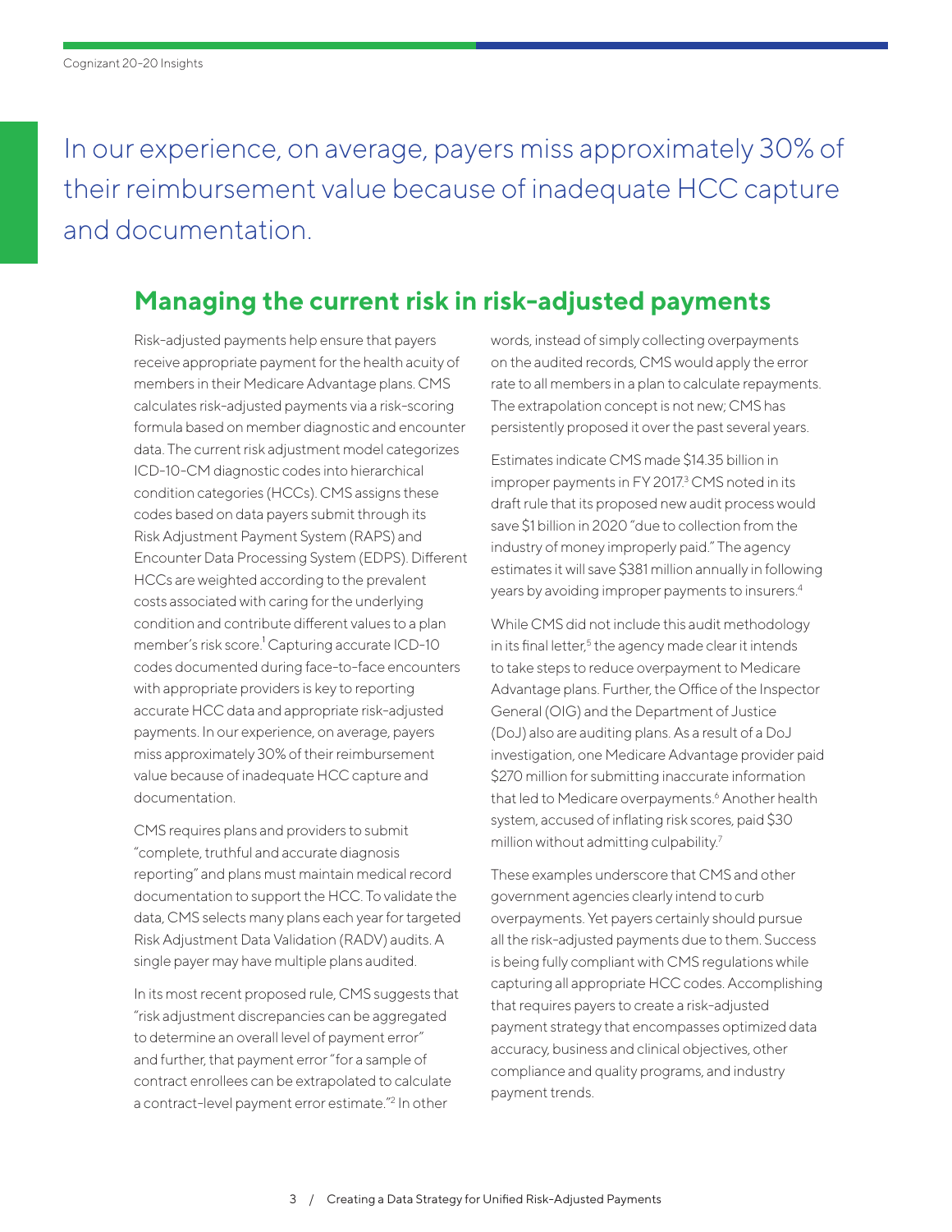In our experience, on average, payers miss approximately 30% of their reimbursement value because of inadequate HCC capture and documentation.

## Managing the current risk in risk-adjusted payments

Risk-adjusted payments help ensure that payers receive appropriate payment for the health acuity of members in their Medicare Advantage plans. CMS calculates risk-adjusted payments via a risk-scoring formula based on member diagnostic and encounter data. The current risk adjustment model categorizes ICD-10-CM diagnostic codes into hierarchical condition categories (HCCs). CMS assigns these codes based on data payers submit through its Risk Adjustment Payment System (RAPS) and Encounter Data Processing System (EDPS). Different HCCs are weighted according to the prevalent costs associated with caring for the underlying condition and contribute different values to a plan member's risk score.[1] Capturing accurate ICD-10 codes documented during face-to-face encounters with appropriate providers is key to reporting accurate HCC data and appropriate risk-adjusted payments. In our experience, on average, payers miss approximately 30% of their reimbursement value because of inadequate HCC capture and documentation.

CMS requires plans and providers to submit "complete, truthful and accurate diagnosis reporting" and plans must maintain medical record documentation to support the HCC. To validate the data, CMS selects many plans each year for targeted Risk Adjustment Data Validation (RADV) audits. A single payer may have multiple plans audited.

In its most recent proposed rule, CMS suggests that "risk adjustment discrepancies can be aggregated to determine an overall level of payment error" and further, that payment error "for a sample of contract enrollees can be extrapolated to calculate a contract-level payment error estimate."[2] In other words, instead of simply collecting overpayments on the audited records, CMS would apply the error rate to all members in a plan to calculate repayments. The extrapolation concept is not new; CMS has persistently proposed it over the past several years.

Estimates indicate CMS made $14.35 billion in improper payments in FY 2017.[3] CMS noted in its draft rule that its proposed new audit process would save $1 billion in 2020 "due to collection from the industry of money improperly paid." The agency estimates it will save $381 million annually in following years by avoiding improper payments to insurers.[4]

While CMS did not include this audit methodology in its final letter,[5] the agency made clear it intends to take steps to reduce overpayment to Medicare Advantage plans. Further, the Office of the Inspector General (OIG) and the Department of Justice (DoJ) also are auditing plans. As a result of a DoJ investigation, one Medicare Advantage provider paid $270 million for submitting inaccurate information that led to Medicare overpayments.[6] Another health system, accused of inflating risk scores, paid $30 million without admitting culpability.[7]

These examples underscore that CMS and other government agencies clearly intend to curb overpayments. Yet payers certainly should pursue all the risk-adjusted payments due to them. Success is being fully compliant with CMS regulations while capturing all appropriate HCC codes. Accomplishing that requires payers to create a risk-adjusted payment strategy that encompasses optimized data accuracy, business and clinical objectives, other compliance and quality programs, and industry payment trends.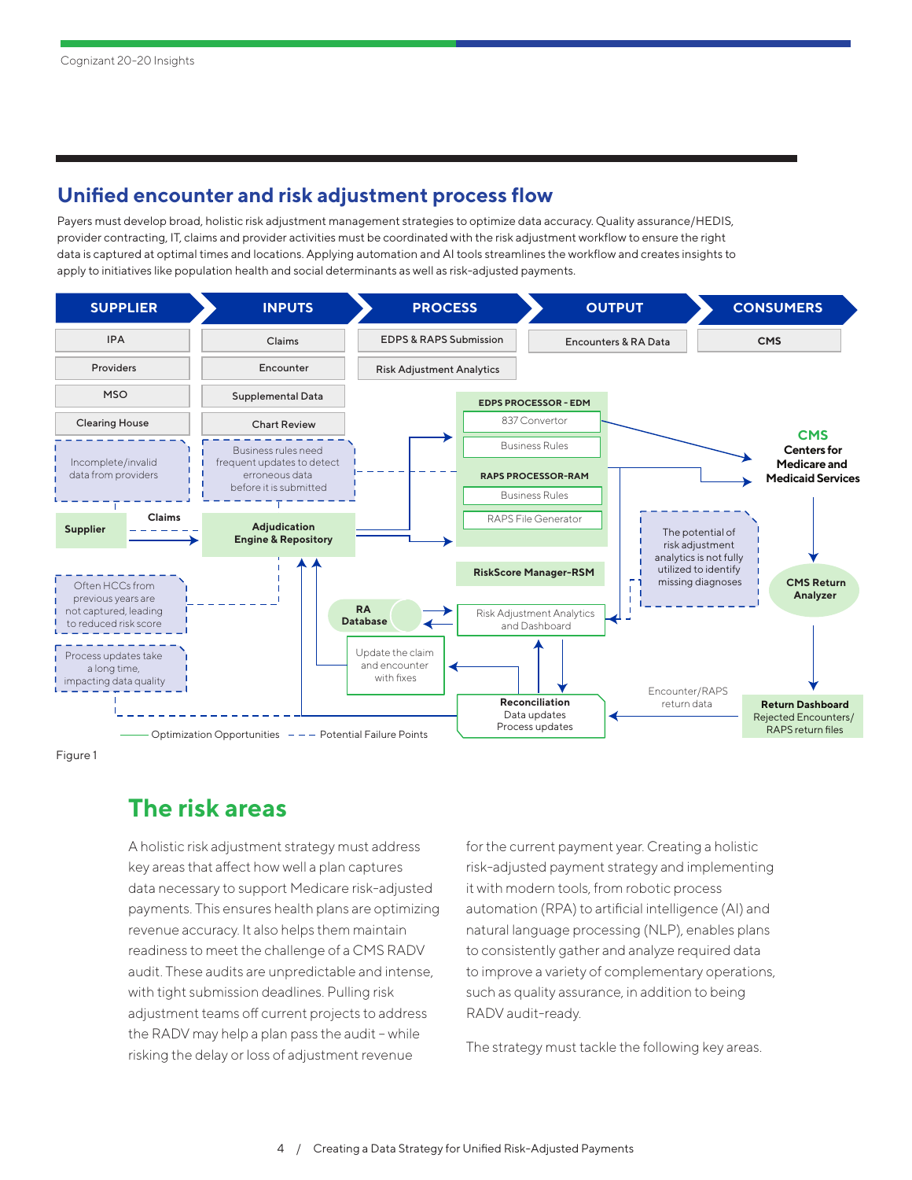## Unified encounter and risk adjustment process flow

Payers must develop broad, holistic risk adjustment management strategies to optimize data accuracy. Quality assurance/HEDIS, provider contracting, IT, claims and provider activities must be coordinated with the risk adjustment workflow to ensure the right data is captured at optimal times and locations. Applying automation and AI tools streamlines the workflow and creates insights to apply to initiatives like population health and social determinants as well as risk-adjusted payments.

| SUPPLIER | INPUTS | PROCESS | OUTPUT | CONSUMERS |
|---|---|---|---|---|
| IPA | Claims | EDPS & RAPS Submission | Encounters & RA Data | CMS |
| Providers | Encounter | Risk Adjustment Analytics | | |
| MSO | Supplemental Data | | | |
| Clearing House | Chart Review | | | |

EDPS PROCESSOR - EDM: 837 Convertor; Business Rules

RAPS PROCESSOR-RAM: Business Rules; RAPS File Generator

RiskScore Manager-RSM

CMS Centers for Medicare and Medicaid Services

CMS Return Analyzer

Return Dashboard: Rejected Encounters/RAPS return files

Encounter/RAPS return data

Supplier → Claims → Adjudication Engine & Repository

RA Database ↔ Risk Adjustment Analytics and Dashboard

Update the claim and encounter with fixes

Reconciliation: Data updates, Process updates

Potential Failure Points:
- Incomplete/invalid data from providers
- Business rules need frequent updates to detect erroneous data before it is submitted
- Often HCCs from previous years are not captured, leading to reduced risk score
- Process updates take a long time, impacting data quality
- The potential of risk adjustment analytics is not fully utilized to identify missing diagnoses

Legend: —— Optimization Opportunities; – – – Potential Failure Points

Figure 1

## The risk areas

A holistic risk adjustment strategy must address key areas that affect how well a plan captures data necessary to support Medicare risk-adjusted payments. This ensures health plans are optimizing revenue accuracy. It also helps them maintain readiness to meet the challenge of a CMS RADV audit. These audits are unpredictable and intense, with tight submission deadlines. Pulling risk adjustment teams off current projects to address the RADV may help a plan pass the audit – while risking the delay or loss of adjustment revenue for the current payment year. Creating a holistic risk-adjusted payment strategy and implementing it with modern tools, from robotic process automation (RPA) to artificial intelligence (AI) and natural language processing (NLP), enables plans to consistently gather and analyze required data to improve a variety of complementary operations, such as quality assurance, in addition to being RADV audit-ready.

The strategy must tackle the following key areas.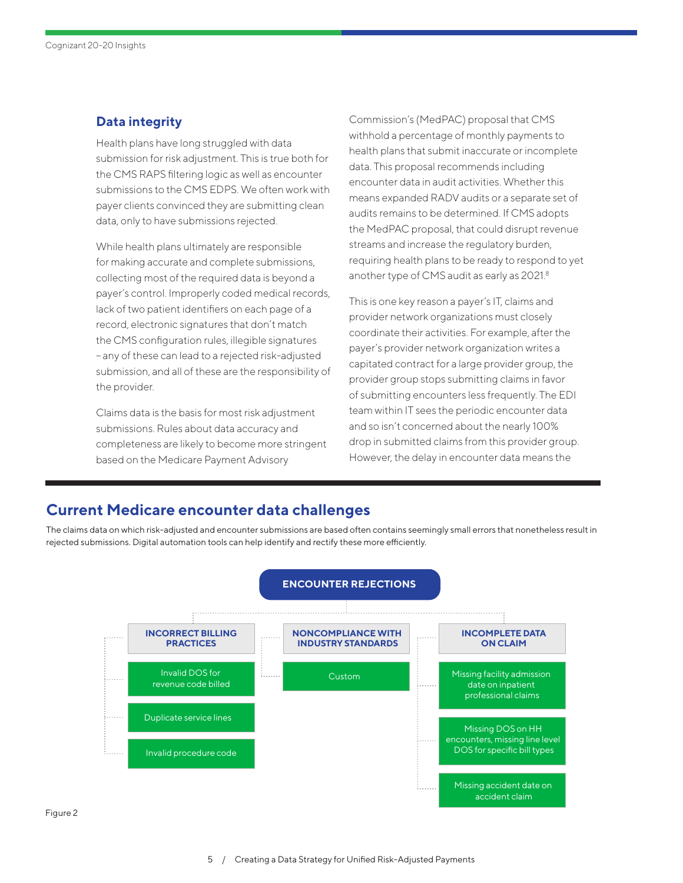## Data integrity

Health plans have long struggled with data submission for risk adjustment. This is true both for the CMS RAPS filtering logic as well as encounter submissions to the CMS EDPS. We often work with payer clients convinced they are submitting clean data, only to have submissions rejected.

While health plans ultimately are responsible for making accurate and complete submissions, collecting most of the required data is beyond a payer's control. Improperly coded medical records, lack of two patient identifiers on each page of a record, electronic signatures that don't match the CMS configuration rules, illegible signatures – any of these can lead to a rejected risk-adjusted submission, and all of these are the responsibility of the provider.

Claims data is the basis for most risk adjustment submissions. Rules about data accuracy and completeness are likely to become more stringent based on the Medicare Payment Advisory Commission's (MedPAC) proposal that CMS withhold a percentage of monthly payments to health plans that submit inaccurate or incomplete data. This proposal recommends including encounter data in audit activities. Whether this means expanded RADV audits or a separate set of audits remains to be determined. If CMS adopts the MedPAC proposal, that could disrupt revenue streams and increase the regulatory burden, requiring health plans to be ready to respond to yet another type of CMS audit as early as 2021.[8]

This is one key reason a payer's IT, claims and provider network organizations must closely coordinate their activities. For example, after the payer's provider network organization writes a capitated contract for a large provider group, the provider group stops submitting claims in favor of submitting encounters less frequently. The EDI team within IT sees the periodic encounter data and so isn't concerned about the nearly 100% drop in submitted claims from this provider group. However, the delay in encounter data means the

## Current Medicare encounter data challenges

The claims data on which risk-adjusted and encounter submissions are based often contains seemingly small errors that nonetheless result in rejected submissions. Digital automation tools can help identify and rectify these more efficiently.

**ENCOUNTER REJECTIONS**

- **INCORRECT BILLING PRACTICES**
  - Invalid DOS for revenue code billed
  - Duplicate service lines
  - Invalid procedure code
- **NONCOMPLIANCE WITH INDUSTRY STANDARDS**
  - Custom
- **INCOMPLETE DATA ON CLAIM**
  - Missing facility admission date on inpatient professional claims
  - Missing DOS on HH encounters, missing line level DOS for specific bill types
  - Missing accident date on accident claim

Figure 2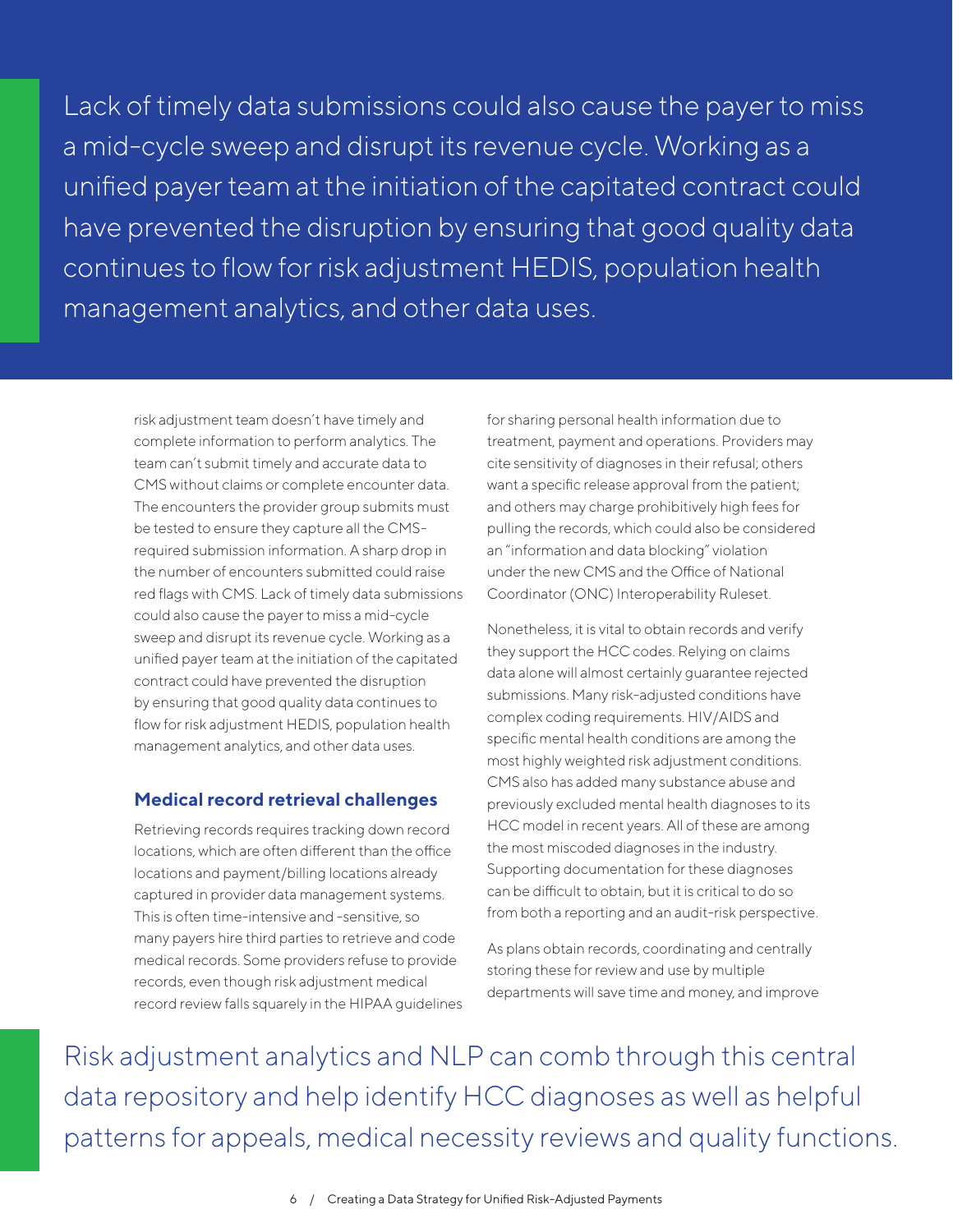> Lack of timely data submissions could also cause the payer to miss a mid-cycle sweep and disrupt its revenue cycle. Working as a unified payer team at the initiation of the capitated contract could have prevented the disruption by ensuring that good quality data continues to flow for risk adjustment HEDIS, population health management analytics, and other data uses.

risk adjustment team doesn't have timely and complete information to perform analytics. The team can't submit timely and accurate data to CMS without claims or complete encounter data. The encounters the provider group submits must be tested to ensure they capture all the CMS-required submission information. A sharp drop in the number of encounters submitted could raise red flags with CMS. Lack of timely data submissions could also cause the payer to miss a mid-cycle sweep and disrupt its revenue cycle. Working as a unified payer team at the initiation of the capitated contract could have prevented the disruption by ensuring that good quality data continues to flow for risk adjustment HEDIS, population health management analytics, and other data uses.

### Medical record retrieval challenges

Retrieving records requires tracking down record locations, which are often different than the office locations and payment/billing locations already captured in provider data management systems. This is often time-intensive and -sensitive, so many payers hire third parties to retrieve and code medical records. Some providers refuse to provide records, even though risk adjustment medical record review falls squarely in the HIPAA guidelines for sharing personal health information due to treatment, payment and operations. Providers may cite sensitivity of diagnoses in their refusal; others want a specific release approval from the patient; and others may charge prohibitively high fees for pulling the records, which could also be considered an "information and data blocking" violation under the new CMS and the Office of National Coordinator (ONC) Interoperability Ruleset.

Nonetheless, it is vital to obtain records and verify they support the HCC codes. Relying on claims data alone will almost certainly guarantee rejected submissions. Many risk-adjusted conditions have complex coding requirements. HIV/AIDS and specific mental health conditions are among the most highly weighted risk adjustment conditions. CMS also has added many substance abuse and previously excluded mental health diagnoses to its HCC model in recent years. All of these are among the most miscoded diagnoses in the industry. Supporting documentation for these diagnoses can be difficult to obtain, but it is critical to do so from both a reporting and an audit-risk perspective.

As plans obtain records, coordinating and centrally storing these for review and use by multiple departments will save time and money, and improve

> Risk adjustment analytics and NLP can comb through this central data repository and help identify HCC diagnoses as well as helpful patterns for appeals, medical necessity reviews and quality functions.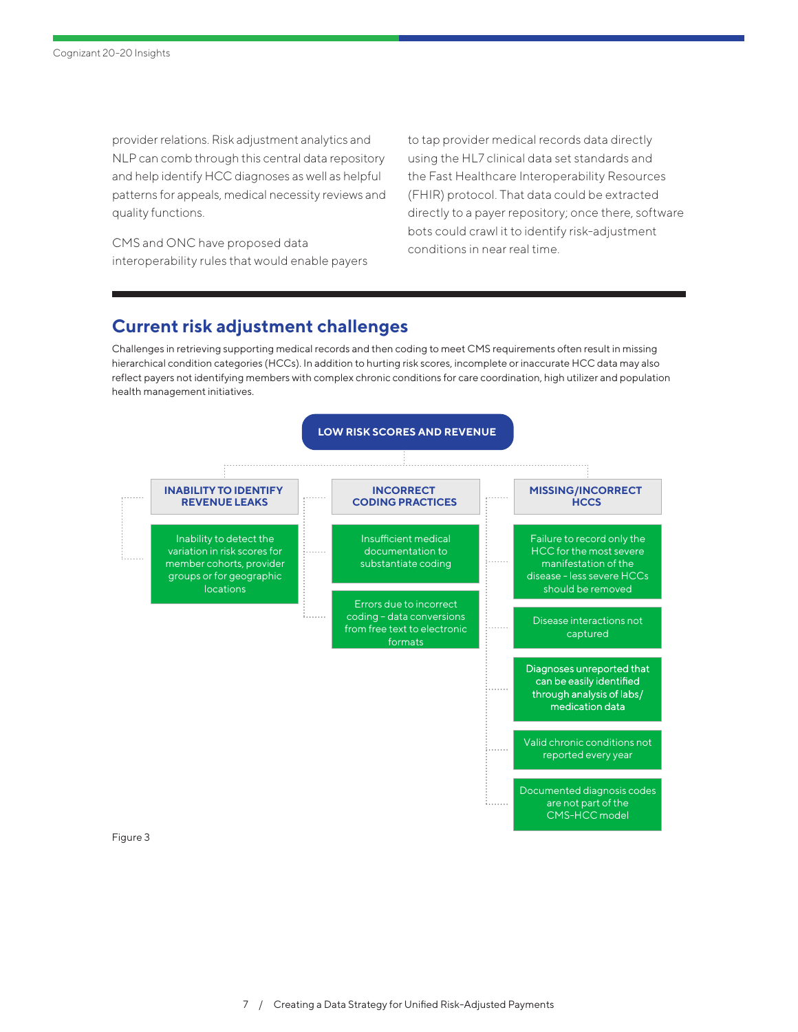provider relations. Risk adjustment analytics and NLP can comb through this central data repository and help identify HCC diagnoses as well as helpful patterns for appeals, medical necessity reviews and quality functions.

CMS and ONC have proposed data interoperability rules that would enable payers to tap provider medical records data directly using the HL7 clinical data set standards and the Fast Healthcare Interoperability Resources (FHIR) protocol. That data could be extracted directly to a payer repository; once there, software bots could crawl it to identify risk-adjustment conditions in near real time.

## Current risk adjustment challenges

Challenges in retrieving supporting medical records and then coding to meet CMS requirements often result in missing hierarchical condition categories (HCCs). In addition to hurting risk scores, incomplete or inaccurate HCC data may also reflect payers not identifying members with complex chronic conditions for care coordination, high utilizer and population health management initiatives.

**LOW RISK SCORES AND REVENUE**

**INABILITY TO IDENTIFY REVENUE LEAKS**
- Inability to detect the variation in risk scores for member cohorts, provider groups or for geographic locations

**INCORRECT CODING PRACTICES**
- Insufficient medical documentation to substantiate coding
- Errors due to incorrect coding – data conversions from free text to electronic formats

**MISSING/INCORRECT HCCS**
- Failure to record only the HCC for the most severe manifestation of the disease – less severe HCCs should be removed
- Disease interactions not captured
- Diagnoses unreported that can be easily identified through analysis of labs/medication data
- Valid chronic conditions not reported every year
- Documented diagnosis codes are not part of the CMS-HCC model

Figure 3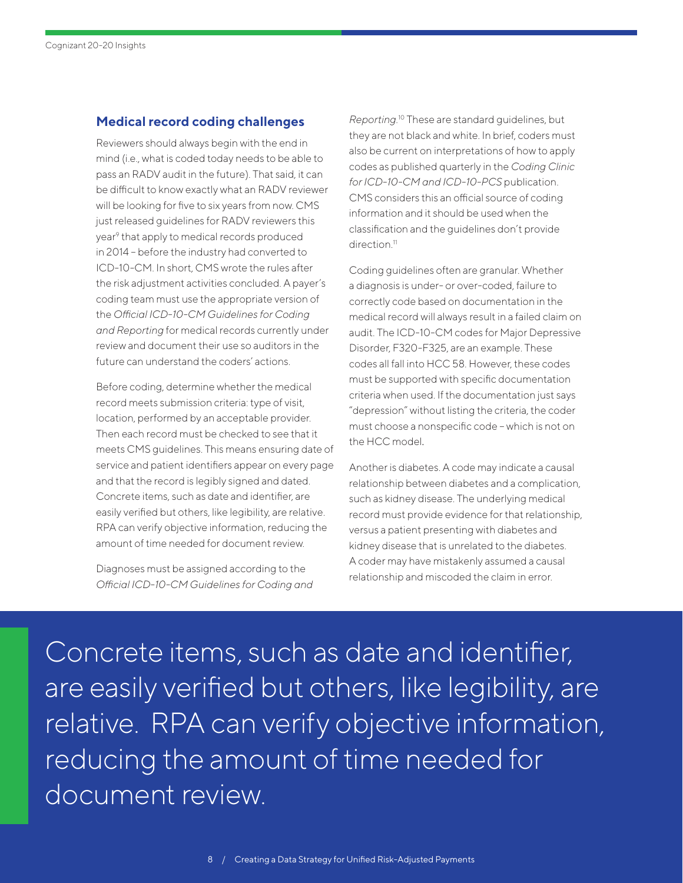## Medical record coding challenges

Reviewers should always begin with the end in mind (i.e., what is coded today needs to be able to pass an RADV audit in the future). That said, it can be difficult to know exactly what an RADV reviewer will be looking for five to six years from now. CMS just released guidelines for RADV reviewers this year[9] that apply to medical records produced in 2014 – before the industry had converted to ICD-10-CM. In short, CMS wrote the rules after the risk adjustment activities concluded. A payer's coding team must use the appropriate version of the *Official ICD-10-CM Guidelines for Coding and Reporting* for medical records currently under review and document their use so auditors in the future can understand the coders' actions.

Before coding, determine whether the medical record meets submission criteria: type of visit, location, performed by an acceptable provider. Then each record must be checked to see that it meets CMS guidelines. This means ensuring date of service and patient identifiers appear on every page and that the record is legibly signed and dated. Concrete items, such as date and identifier, are easily verified but others, like legibility, are relative. RPA can verify objective information, reducing the amount of time needed for document review.

Diagnoses must be assigned according to the *Official ICD-10-CM Guidelines for Coding and Reporting*.[10] These are standard guidelines, but they are not black and white. In brief, coders must also be current on interpretations of how to apply codes as published quarterly in the *Coding Clinic for ICD-10-CM and ICD-10-PCS* publication. CMS considers this an official source of coding information and it should be used when the classification and the guidelines don't provide direction.[11]

Coding guidelines often are granular. Whether a diagnosis is under- or over-coded, failure to correctly code based on documentation in the medical record will always result in a failed claim on audit. The ICD-10-CM codes for Major Depressive Disorder, F320-F325, are an example. These codes all fall into HCC 58. However, these codes must be supported with specific documentation criteria when used. If the documentation just says "depression" without listing the criteria, the coder must choose a nonspecific code – which is not on the HCC model.

Another is diabetes. A code may indicate a causal relationship between diabetes and a complication, such as kidney disease. The underlying medical record must provide evidence for that relationship, versus a patient presenting with diabetes and kidney disease that is unrelated to the diabetes. A coder may have mistakenly assumed a causal relationship and miscoded the claim in error.

> Concrete items, such as date and identifier, are easily verified but others, like legibility, are relative. RPA can verify objective information, reducing the amount of time needed for document review.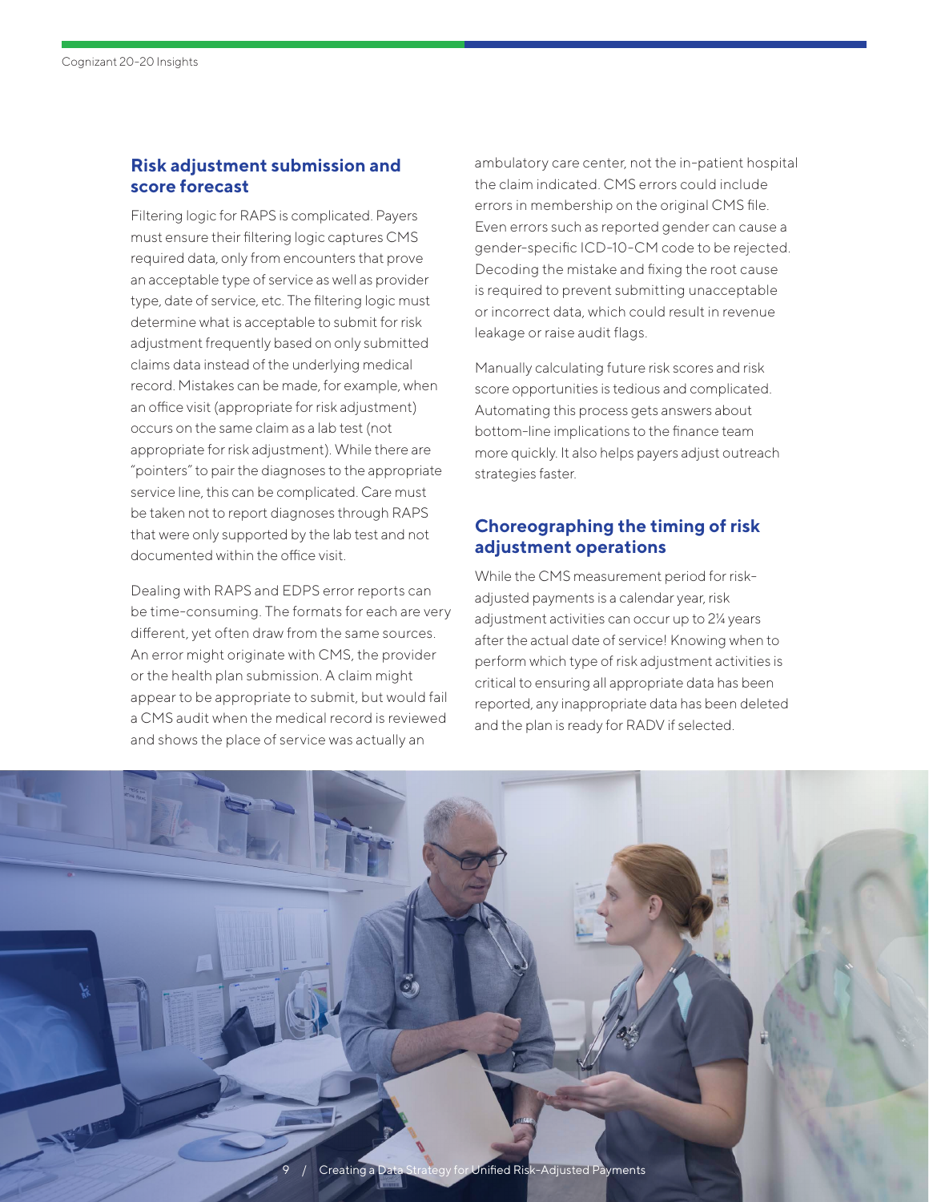## Risk adjustment submission and score forecast

Filtering logic for RAPS is complicated. Payers must ensure their filtering logic captures CMS required data, only from encounters that prove an acceptable type of service as well as provider type, date of service, etc. The filtering logic must determine what is acceptable to submit for risk adjustment frequently based on only submitted claims data instead of the underlying medical record. Mistakes can be made, for example, when an office visit (appropriate for risk adjustment) occurs on the same claim as a lab test (not appropriate for risk adjustment). While there are "pointers" to pair the diagnoses to the appropriate service line, this can be complicated. Care must be taken not to report diagnoses through RAPS that were only supported by the lab test and not documented within the office visit.

Dealing with RAPS and EDPS error reports can be time-consuming. The formats for each are very different, yet often draw from the same sources. An error might originate with CMS, the provider or the health plan submission. A claim might appear to be appropriate to submit, but would fail a CMS audit when the medical record is reviewed and shows the place of service was actually an ambulatory care center, not the in-patient hospital the claim indicated. CMS errors could include errors in membership on the original CMS file. Even errors such as reported gender can cause a gender-specific ICD-10-CM code to be rejected. Decoding the mistake and fixing the root cause is required to prevent submitting unacceptable or incorrect data, which could result in revenue leakage or raise audit flags.

Manually calculating future risk scores and risk score opportunities is tedious and complicated. Automating this process gets answers about bottom-line implications to the finance team more quickly. It also helps payers adjust outreach strategies faster.

## Choreographing the timing of risk adjustment operations

While the CMS measurement period for risk-adjusted payments is a calendar year, risk adjustment activities can occur up to 2¼ years after the actual date of service! Knowing when to perform which type of risk adjustment activities is critical to ensuring all appropriate data has been reported, any inappropriate data has been deleted and the plan is ready for RADV if selected.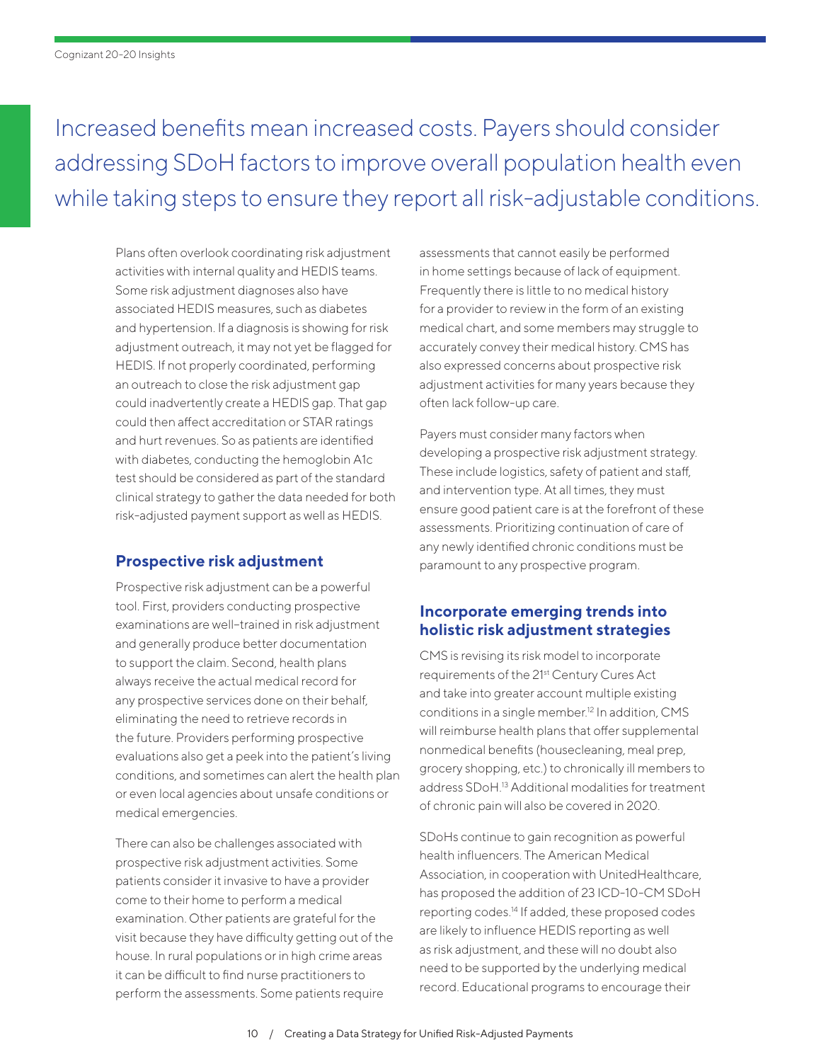Increased benefits mean increased costs. Payers should consider addressing SDoH factors to improve overall population health even while taking steps to ensure they report all risk-adjustable conditions.

Plans often overlook coordinating risk adjustment activities with internal quality and HEDIS teams. Some risk adjustment diagnoses also have associated HEDIS measures, such as diabetes and hypertension. If a diagnosis is showing for risk adjustment outreach, it may not yet be flagged for HEDIS. If not properly coordinated, performing an outreach to close the risk adjustment gap could inadvertently create a HEDIS gap. That gap could then affect accreditation or STAR ratings and hurt revenues. So as patients are identified with diabetes, conducting the hemoglobin A1c test should be considered as part of the standard clinical strategy to gather the data needed for both risk-adjusted payment support as well as HEDIS.

### Prospective risk adjustment

Prospective risk adjustment can be a powerful tool. First, providers conducting prospective examinations are well-trained in risk adjustment and generally produce better documentation to support the claim. Second, health plans always receive the actual medical record for any prospective services done on their behalf, eliminating the need to retrieve records in the future. Providers performing prospective evaluations also get a peek into the patient's living conditions, and sometimes can alert the health plan or even local agencies about unsafe conditions or medical emergencies.

There can also be challenges associated with prospective risk adjustment activities. Some patients consider it invasive to have a provider come to their home to perform a medical examination. Other patients are grateful for the visit because they have difficulty getting out of the house. In rural populations or in high crime areas it can be difficult to find nurse practitioners to perform the assessments. Some patients require assessments that cannot easily be performed in home settings because of lack of equipment. Frequently there is little to no medical history for a provider to review in the form of an existing medical chart, and some members may struggle to accurately convey their medical history. CMS has also expressed concerns about prospective risk adjustment activities for many years because they often lack follow-up care.

Payers must consider many factors when developing a prospective risk adjustment strategy. These include logistics, safety of patient and staff, and intervention type. At all times, they must ensure good patient care is at the forefront of these assessments. Prioritizing continuation of care of any newly identified chronic conditions must be paramount to any prospective program.

### Incorporate emerging trends into holistic risk adjustment strategies

CMS is revising its risk model to incorporate requirements of the 21st Century Cures Act and take into greater account multiple existing conditions in a single member.[12] In addition, CMS will reimburse health plans that offer supplemental nonmedical benefits (housecleaning, meal prep, grocery shopping, etc.) to chronically ill members to address SDoH.[13] Additional modalities for treatment of chronic pain will also be covered in 2020.

SDoHs continue to gain recognition as powerful health influencers. The American Medical Association, in cooperation with UnitedHealthcare, has proposed the addition of 23 ICD-10-CM SDoH reporting codes.[14] If added, these proposed codes are likely to influence HEDIS reporting as well as risk adjustment, and these will no doubt also need to be supported by the underlying medical record. Educational programs to encourage their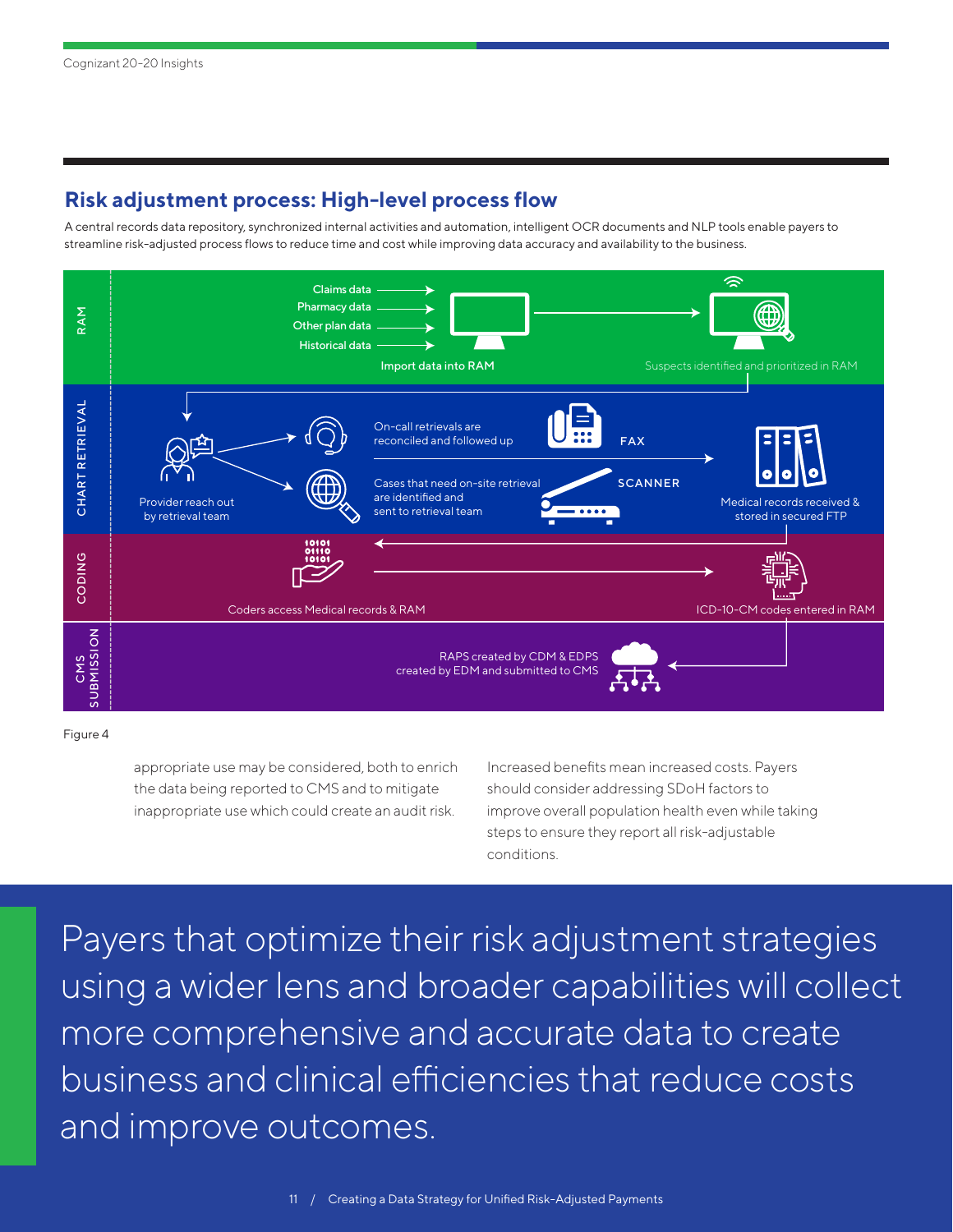## Risk adjustment process: High-level process flow

A central records data repository, synchronized internal activities and automation, intelligent OCR documents and NLP tools enable payers to streamline risk-adjusted process flows to reduce time and cost while improving data accuracy and availability to the business.

**RAM**

- Claims data
- Pharmacy data
- Other plan data
- Historical data

Import data into RAM → Suspects identified and prioritized in RAM

**CHART RETRIEVAL**

Provider reach out by retrieval team

On-call retrievals are reconciled and followed up — FAX

Cases that need on-site retrieval are identified and sent to retrieval team — SCANNER

Medical records received & stored in secured FTP

**CODING**

Coders access Medical records & RAM

ICD-10-CM codes entered in RAM

**CMS SUBMISSION**

RAPS created by CDM & EDPS created by EDM and submitted to CMS

Figure 4

appropriate use may be considered, both to enrich the data being reported to CMS and to mitigate inappropriate use which could create an audit risk.

Increased benefits mean increased costs. Payers should consider addressing SDoH factors to improve overall population health even while taking steps to ensure they report all risk-adjustable conditions.

> Payers that optimize their risk adjustment strategies using a wider lens and broader capabilities will collect more comprehensive and accurate data to create business and clinical efficiencies that reduce costs and improve outcomes.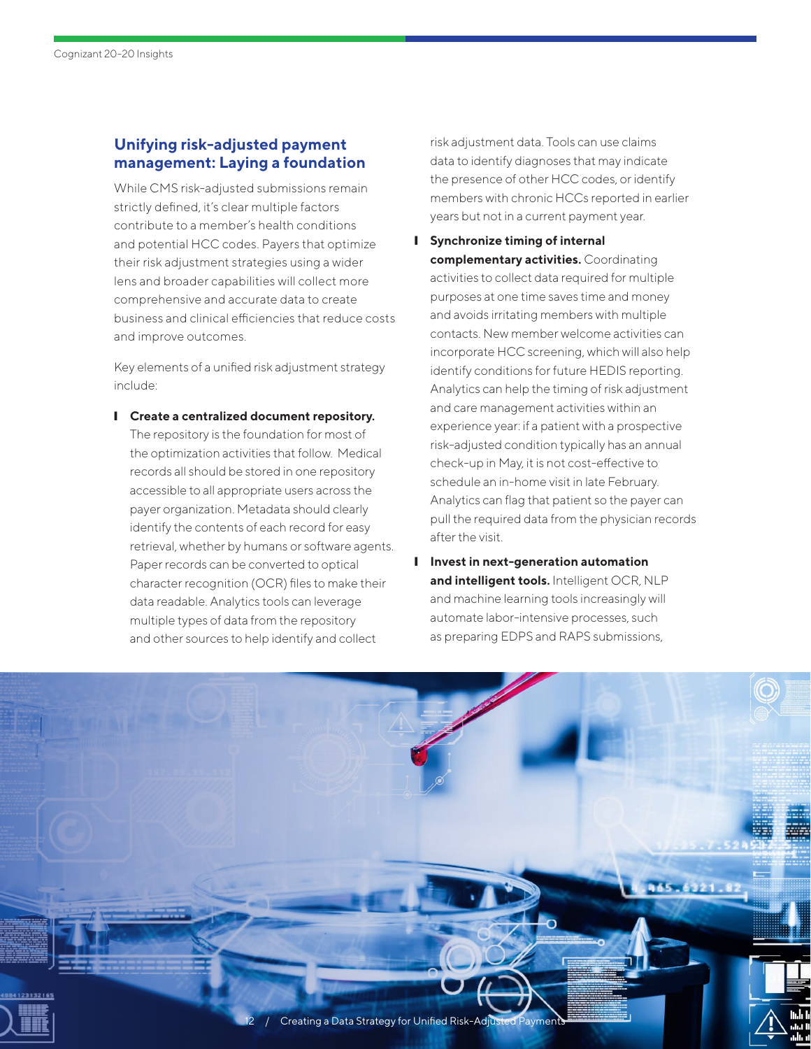## Unifying risk-adjusted payment management: Laying a foundation

While CMS risk-adjusted submissions remain strictly defined, it's clear multiple factors contribute to a member's health conditions and potential HCC codes. Payers that optimize their risk adjustment strategies using a wider lens and broader capabilities will collect more comprehensive and accurate data to create business and clinical efficiencies that reduce costs and improve outcomes.

Key elements of a unified risk adjustment strategy include:

- **Create a centralized document repository.** The repository is the foundation for most of the optimization activities that follow. Medical records all should be stored in one repository accessible to all appropriate users across the payer organization. Metadata should clearly identify the contents of each record for easy retrieval, whether by humans or software agents. Paper records can be converted to optical character recognition (OCR) files to make their data readable. Analytics tools can leverage multiple types of data from the repository and other sources to help identify and collect risk adjustment data. Tools can use claims data to identify diagnoses that may indicate the presence of other HCC codes, or identify members with chronic HCCs reported in earlier years but not in a current payment year.
- **Synchronize timing of internal complementary activities.** Coordinating activities to collect data required for multiple purposes at one time saves time and money and avoids irritating members with multiple contacts. New member welcome activities can incorporate HCC screening, which will also help identify conditions for future HEDIS reporting. Analytics can help the timing of risk adjustment and care management activities within an experience year: if a patient with a prospective risk-adjusted condition typically has an annual check-up in May, it is not cost-effective to schedule an in-home visit in late February. Analytics can flag that patient so the payer can pull the required data from the physician records after the visit.
- **Invest in next-generation automation and intelligent tools.** Intelligent OCR, NLP and machine learning tools increasingly will automate labor-intensive processes, such as preparing EDPS and RAPS submissions,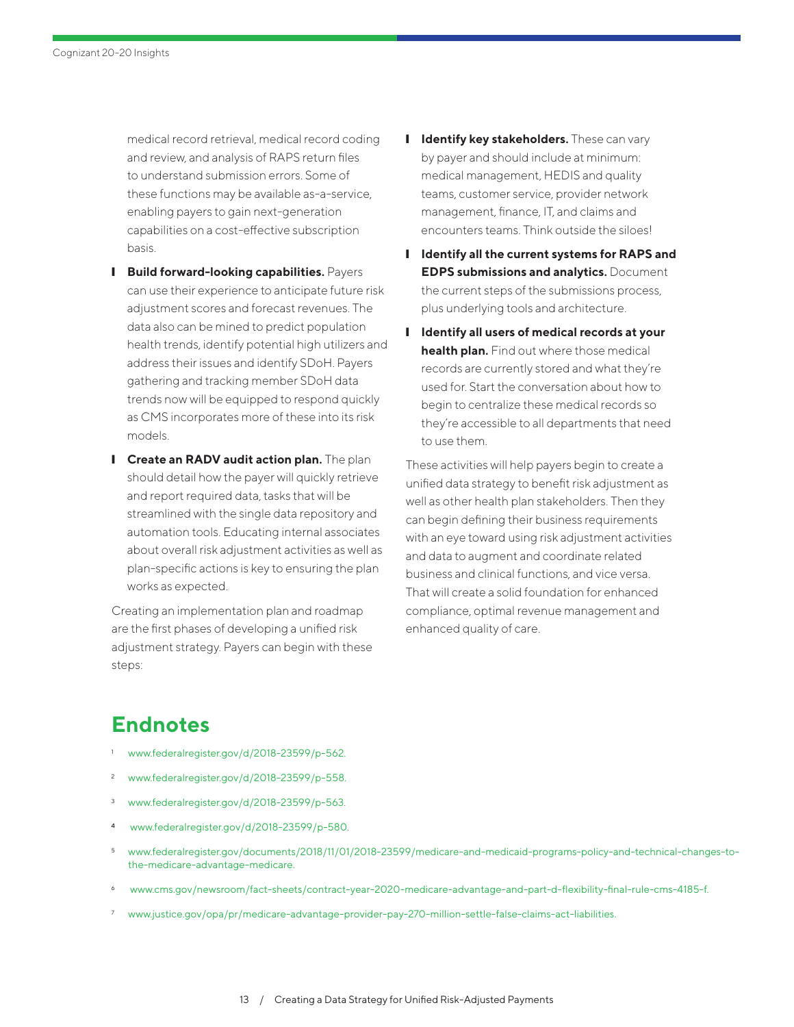medical record retrieval, medical record coding and review, and analysis of RAPS return files to understand submission errors. Some of these functions may be available as-a-service, enabling payers to gain next-generation capabilities on a cost-effective subscription basis.

- **Build forward-looking capabilities.** Payers can use their experience to anticipate future risk adjustment scores and forecast revenues. The data also can be mined to predict population health trends, identify potential high utilizers and address their issues and identify SDoH. Payers gathering and tracking member SDoH data trends now will be equipped to respond quickly as CMS incorporates more of these into its risk models.
- **Create an RADV audit action plan.** The plan should detail how the payer will quickly retrieve and report required data, tasks that will be streamlined with the single data repository and automation tools. Educating internal associates about overall risk adjustment activities as well as plan-specific actions is key to ensuring the plan works as expected.

Creating an implementation plan and roadmap are the first phases of developing a unified risk adjustment strategy. Payers can begin with these steps:

- **Identify key stakeholders.** These can vary by payer and should include at minimum: medical management, HEDIS and quality teams, customer service, provider network management, finance, IT, and claims and encounters teams. Think outside the siloes!
- **Identify all the current systems for RAPS and EDPS submissions and analytics.** Document the current steps of the submissions process, plus underlying tools and architecture.
- **Identify all users of medical records at your health plan.** Find out where those medical records are currently stored and what they're used for. Start the conversation about how to begin to centralize these medical records so they're accessible to all departments that need to use them.

These activities will help payers begin to create a unified data strategy to benefit risk adjustment as well as other health plan stakeholders. Then they can begin defining their business requirements with an eye toward using risk adjustment activities and data to augment and coordinate related business and clinical functions, and vice versa. That will create a solid foundation for enhanced compliance, optimal revenue management and enhanced quality of care.

## Endnotes

1. www.federalregister.gov/d/2018-23599/p-562.
2. www.federalregister.gov/d/2018-23599/p-558.
3. www.federalregister.gov/d/2018-23599/p-563.
4. www.federalregister.gov/d/2018-23599/p-580.
5. www.federalregister.gov/documents/2018/11/01/2018-23599/medicare-and-medicaid-programs-policy-and-technical-changes-to-the-medicare-advantage-medicare.
6. www.cms.gov/newsroom/fact-sheets/contract-year-2020-medicare-advantage-and-part-d-flexibility-final-rule-cms-4185-f.
7. www.justice.gov/opa/pr/medicare-advantage-provider-pay-270-million-settle-false-claims-act-liabilities.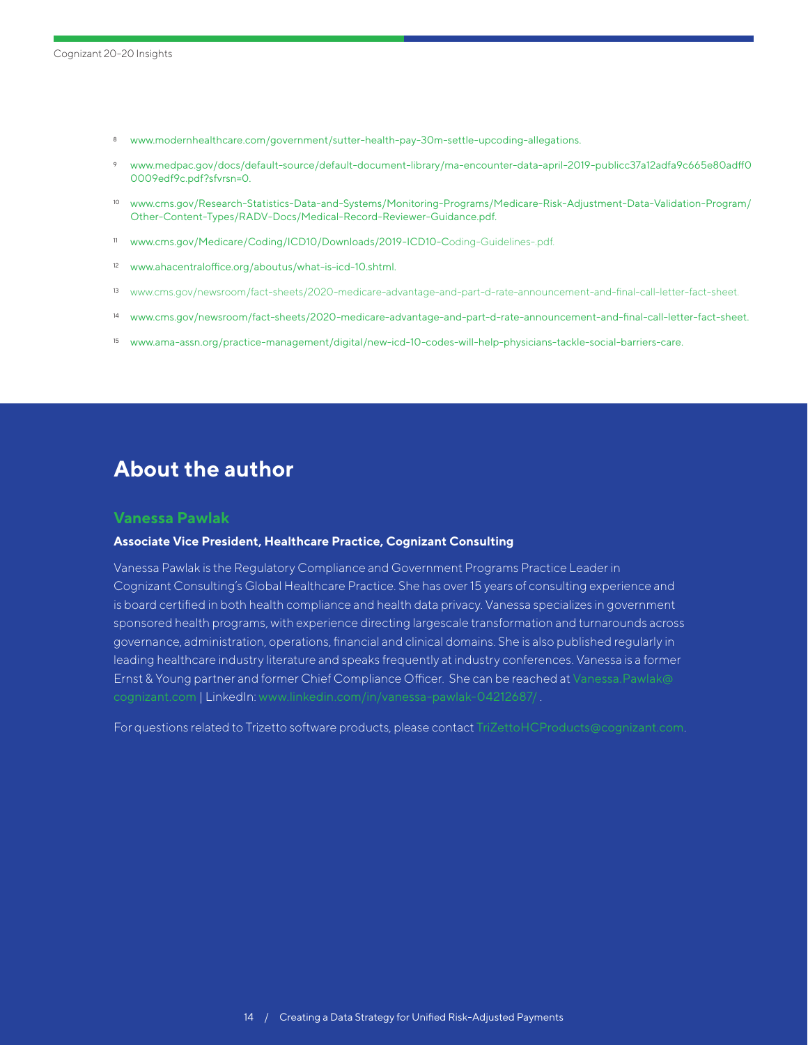8. www.modernhealthcare.com/government/sutter-health-pay-30m-settle-upcoding-allegations.
9. www.medpac.gov/docs/default-source/default-document-library/ma-encounter-data-april-2019-publicc37a12adfa9c665e80adff00009edf9c.pdf?sfvrsn=0.
10. www.cms.gov/Research-Statistics-Data-and-Systems/Monitoring-Programs/Medicare-Risk-Adjustment-Data-Validation-Program/Other-Content-Types/RADV-Docs/Medical-Record-Reviewer-Guidance.pdf.
11. www.cms.gov/Medicare/Coding/ICD10/Downloads/2019-ICD10-Coding-Guidelines-.pdf.
12. www.ahacentraloffice.org/aboutus/what-is-icd-10.shtml.
13. www.cms.gov/newsroom/fact-sheets/2020-medicare-advantage-and-part-d-rate-announcement-and-final-call-letter-fact-sheet.
14. www.cms.gov/newsroom/fact-sheets/2020-medicare-advantage-and-part-d-rate-announcement-and-final-call-letter-fact-sheet.
15. www.ama-assn.org/practice-management/digital/new-icd-10-codes-will-help-physicians-tackle-social-barriers-care.

## About the author

### Vanessa Pawlak

**Associate Vice President, Healthcare Practice, Cognizant Consulting**

Vanessa Pawlak is the Regulatory Compliance and Government Programs Practice Leader in Cognizant Consulting's Global Healthcare Practice. She has over 15 years of consulting experience and is board certified in both health compliance and health data privacy. Vanessa specializes in government sponsored health programs, with experience directing largescale transformation and turnarounds across governance, administration, operations, financial and clinical domains. She is also published regularly in leading healthcare industry literature and speaks frequently at industry conferences. Vanessa is a former Ernst & Young partner and former Chief Compliance Officer. She can be reached at Vanessa.Pawlak@cognizant.com | LinkedIn: www.linkedin.com/in/vanessa-pawlak-04212687/ .

For questions related to Trizetto software products, please contact TriZettoHCProducts@cognizant.com.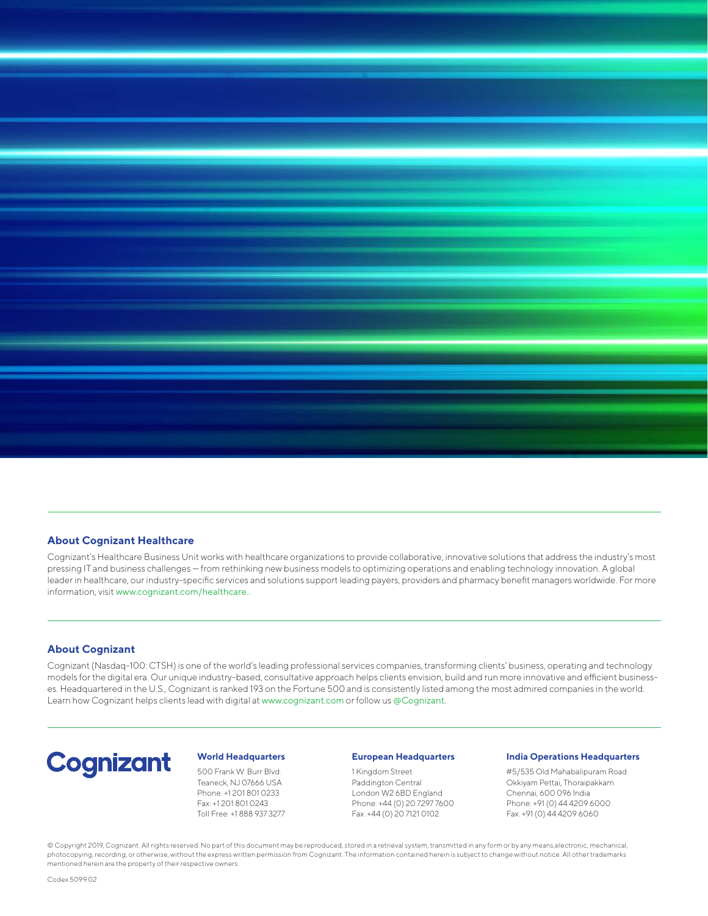## About Cognizant Healthcare

Cognizant's Healthcare Business Unit works with healthcare organizations to provide collaborative, innovative solutions that address the industry's most pressing IT and business challenges — from rethinking new business models to optimizing operations and enabling technology innovation. A global leader in healthcare, our industry-specific services and solutions support leading payers, providers and pharmacy benefit managers worldwide. For more information, visit www.cognizant.com/healthcare..

## About Cognizant

Cognizant (Nasdaq-100: CTSH) is one of the world's leading professional services companies, transforming clients' business, operating and technology models for the digital era. Our unique industry-based, consultative approach helps clients envision, build and run more innovative and efficient businesses. Headquartered in the U.S., Cognizant is ranked 193 on the Fortune 500 and is consistently listed among the most admired companies in the world. Learn how Cognizant helps clients lead with digital at www.cognizant.com or follow us @Cognizant.

Cognizant

**World Headquarters**

500 Frank W. Burr Blvd.
Teaneck, NJ 07666 USA
Phone: +1 201 801 0233
Fax: +1 201 801 0243
Toll Free: +1 888 937 3277

**European Headquarters**

1 Kingdom Street
Paddington Central
London W2 6BD England
Phone: +44 (0) 20 7297 7600
Fax: +44 (0) 20 7121 0102

**India Operations Headquarters**

#5/535 Old Mahabalipuram Road
Okkiyam Pettai, Thoraipakkam
Chennai, 600 096 India
Phone: +91 (0) 44 4209 6000
Fax: +91 (0) 44 4209 6060

© Copyright 2019, Cognizant. All rights reserved. No part of this document may be reproduced, stored in a retrieval system, transmitted in any form or by any means,electronic, mechanical, photocopying, recording, or otherwise, without the express written permission from Cognizant. The information contained herein is subject to change without notice. All other trademarks mentioned herein are the property of their respective owners.

Codex 5099.02